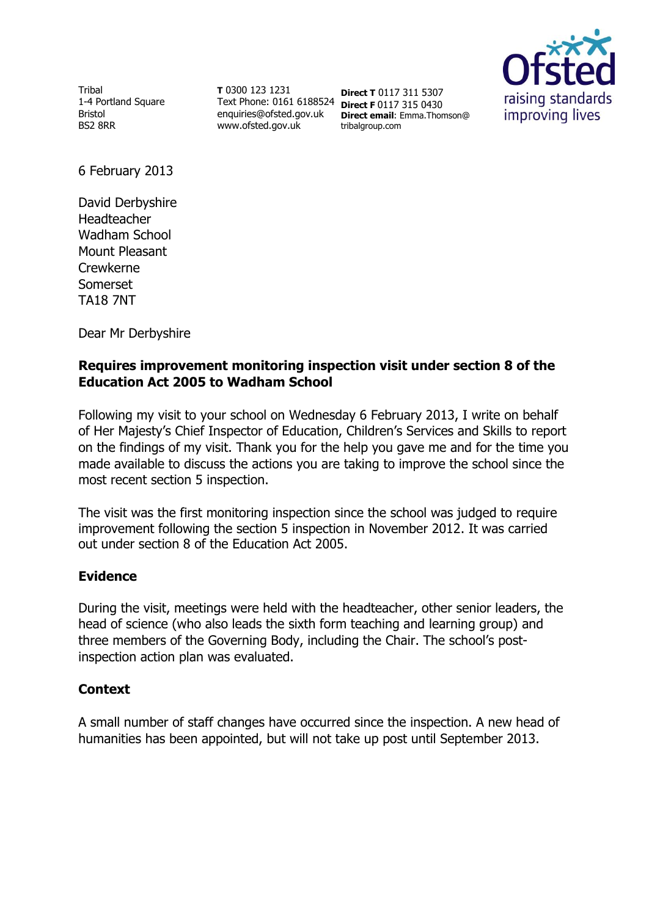Tribal
1-4 Portland Square
Bristol
BS2 8RR

**T** 0300 123 1231
Text Phone: 0161 6188524
enquiries@ofsted.gov.uk
www.ofsted.gov.uk

**Direct T** 0117 311 5307
**Direct F** 0117 315 0430
**Direct email**: Emma.Thomson@tribalgroup.com

6 February 2013

David Derbyshire
Headteacher
Wadham School
Mount Pleasant
Crewkerne
Somerset
TA18 7NT

Dear Mr Derbyshire

**Requires improvement monitoring inspection visit under section 8 of the Education Act 2005 to Wadham School**

Following my visit to your school on Wednesday 6 February 2013, I write on behalf of Her Majesty's Chief Inspector of Education, Children's Services and Skills to report on the findings of my visit. Thank you for the help you gave me and for the time you made available to discuss the actions you are taking to improve the school since the most recent section 5 inspection.

The visit was the first monitoring inspection since the school was judged to require improvement following the section 5 inspection in November 2012. It was carried out under section 8 of the Education Act 2005.

## Evidence

During the visit, meetings were held with the headteacher, other senior leaders, the head of science (who also leads the sixth form teaching and learning group) and three members of the Governing Body, including the Chair. The school's post-inspection action plan was evaluated.

## Context

A small number of staff changes have occurred since the inspection. A new head of humanities has been appointed, but will not take up post until September 2013.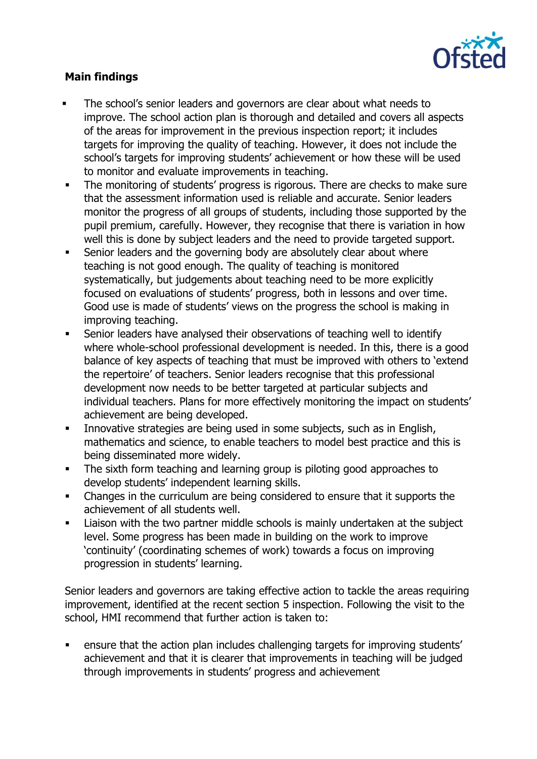## Main findings

- The school's senior leaders and governors are clear about what needs to improve. The school action plan is thorough and detailed and covers all aspects of the areas for improvement in the previous inspection report; it includes targets for improving the quality of teaching. However, it does not include the school's targets for improving students' achievement or how these will be used to monitor and evaluate improvements in teaching.
- The monitoring of students' progress is rigorous. There are checks to make sure that the assessment information used is reliable and accurate. Senior leaders monitor the progress of all groups of students, including those supported by the pupil premium, carefully. However, they recognise that there is variation in how well this is done by subject leaders and the need to provide targeted support.
- Senior leaders and the governing body are absolutely clear about where teaching is not good enough. The quality of teaching is monitored systematically, but judgements about teaching need to be more explicitly focused on evaluations of students' progress, both in lessons and over time. Good use is made of students' views on the progress the school is making in improving teaching.
- Senior leaders have analysed their observations of teaching well to identify where whole-school professional development is needed. In this, there is a good balance of key aspects of teaching that must be improved with others to 'extend the repertoire' of teachers. Senior leaders recognise that this professional development now needs to be better targeted at particular subjects and individual teachers. Plans for more effectively monitoring the impact on students' achievement are being developed.
- Innovative strategies are being used in some subjects, such as in English, mathematics and science, to enable teachers to model best practice and this is being disseminated more widely.
- The sixth form teaching and learning group is piloting good approaches to develop students' independent learning skills.
- Changes in the curriculum are being considered to ensure that it supports the achievement of all students well.
- Liaison with the two partner middle schools is mainly undertaken at the subject level. Some progress has been made in building on the work to improve 'continuity' (coordinating schemes of work) towards a focus on improving progression in students' learning.

Senior leaders and governors are taking effective action to tackle the areas requiring improvement, identified at the recent section 5 inspection. Following the visit to the school, HMI recommend that further action is taken to:

- ensure that the action plan includes challenging targets for improving students' achievement and that it is clearer that improvements in teaching will be judged through improvements in students' progress and achievement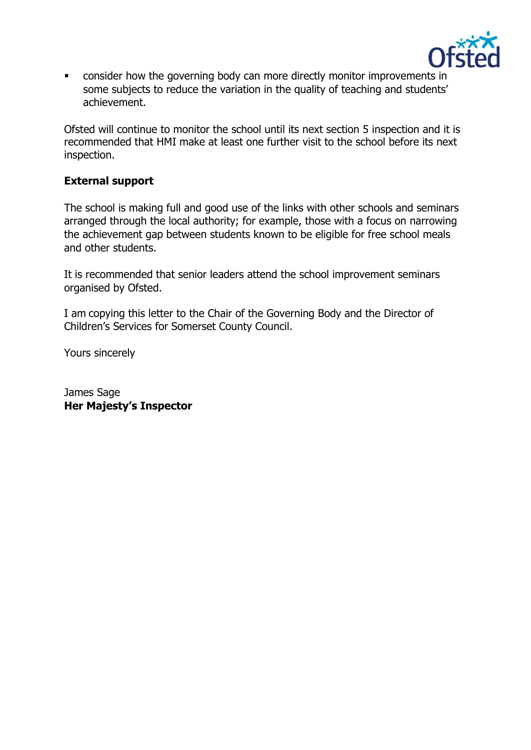- consider how the governing body can more directly monitor improvements in some subjects to reduce the variation in the quality of teaching and students' achievement.

Ofsted will continue to monitor the school until its next section 5 inspection and it is recommended that HMI make at least one further visit to the school before its next inspection.

**External support**

The school is making full and good use of the links with other schools and seminars arranged through the local authority; for example, those with a focus on narrowing the achievement gap between students known to be eligible for free school meals and other students.

It is recommended that senior leaders attend the school improvement seminars organised by Ofsted.

I am copying this letter to the Chair of the Governing Body and the Director of Children's Services for Somerset County Council.

Yours sincerely

James Sage
**Her Majesty's Inspector**